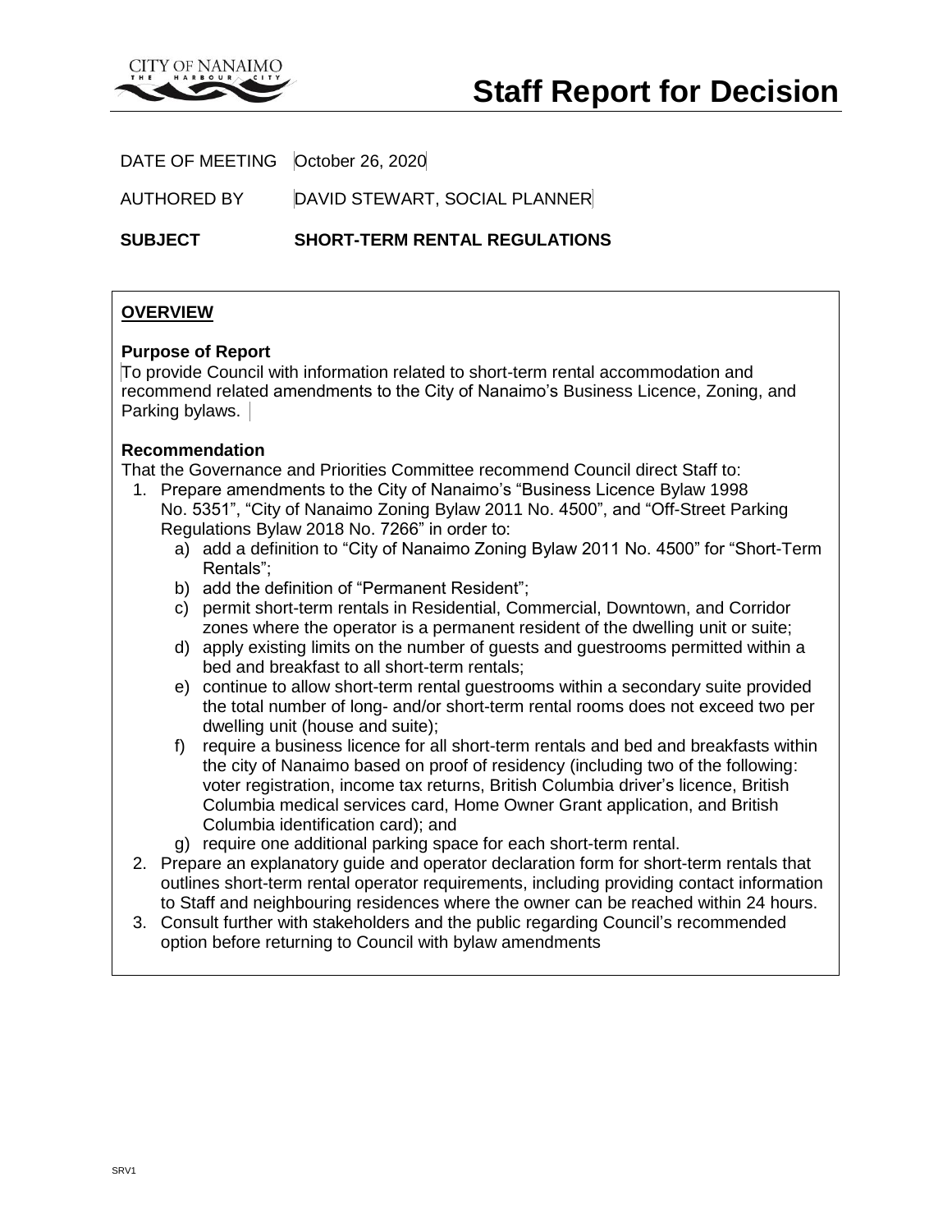# Staff Report for Decision

DATE OF MEETING October 26, 2020

AUTHORED BY DAVID STEWART, SOCIAL PLANNER

**SUBJECT SHORT-TERM RENTAL REGULATIONS**

## OVERVIEW

**Purpose of Report**

To provide Council with information related to short-term rental accommodation and recommend related amendments to the City of Nanaimo's Business Licence, Zoning, and Parking bylaws.

**Recommendation**

That the Governance and Priorities Committee recommend Council direct Staff to:

1. Prepare amendments to the City of Nanaimo's "Business Licence Bylaw 1998 No. 5351", "City of Nanaimo Zoning Bylaw 2011 No. 4500", and "Off-Street Parking Regulations Bylaw 2018 No. 7266" in order to:
   a) add a definition to "City of Nanaimo Zoning Bylaw 2011 No. 4500" for "Short-Term Rentals";
   b) add the definition of "Permanent Resident";
   c) permit short-term rentals in Residential, Commercial, Downtown, and Corridor zones where the operator is a permanent resident of the dwelling unit or suite;
   d) apply existing limits on the number of guests and guestrooms permitted within a bed and breakfast to all short-term rentals;
   e) continue to allow short-term rental guestrooms within a secondary suite provided the total number of long- and/or short-term rental rooms does not exceed two per dwelling unit (house and suite);
   f) require a business licence for all short-term rentals and bed and breakfasts within the city of Nanaimo based on proof of residency (including two of the following: voter registration, income tax returns, British Columbia driver's licence, British Columbia medical services card, Home Owner Grant application, and British Columbia identification card); and
   g) require one additional parking space for each short-term rental.
2. Prepare an explanatory guide and operator declaration form for short-term rentals that outlines short-term rental operator requirements, including providing contact information to Staff and neighbouring residences where the owner can be reached within 24 hours.
3. Consult further with stakeholders and the public regarding Council's recommended option before returning to Council with bylaw amendments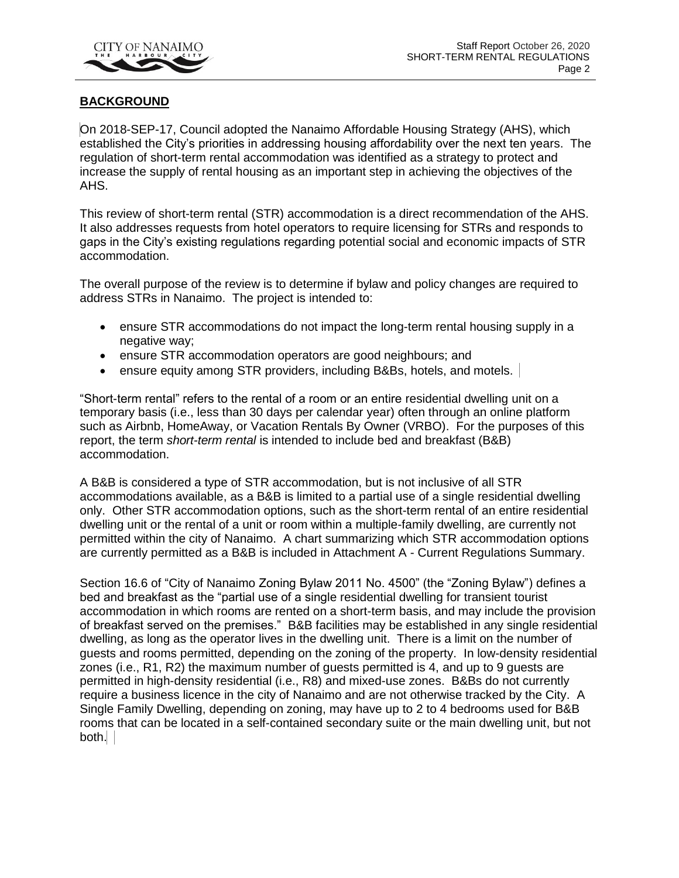## BACKGROUND

On 2018-SEP-17, Council adopted the Nanaimo Affordable Housing Strategy (AHS), which established the City's priorities in addressing housing affordability over the next ten years. The regulation of short-term rental accommodation was identified as a strategy to protect and increase the supply of rental housing as an important step in achieving the objectives of the AHS.

This review of short-term rental (STR) accommodation is a direct recommendation of the AHS. It also addresses requests from hotel operators to require licensing for STRs and responds to gaps in the City's existing regulations regarding potential social and economic impacts of STR accommodation.

The overall purpose of the review is to determine if bylaw and policy changes are required to address STRs in Nanaimo. The project is intended to:

- ensure STR accommodations do not impact the long-term rental housing supply in a negative way;
- ensure STR accommodation operators are good neighbours; and
- ensure equity among STR providers, including B&Bs, hotels, and motels.

"Short-term rental" refers to the rental of a room or an entire residential dwelling unit on a temporary basis (i.e., less than 30 days per calendar year) often through an online platform such as Airbnb, HomeAway, or Vacation Rentals By Owner (VRBO). For the purposes of this report, the term *short-term rental* is intended to include bed and breakfast (B&B) accommodation.

A B&B is considered a type of STR accommodation, but is not inclusive of all STR accommodations available, as a B&B is limited to a partial use of a single residential dwelling only. Other STR accommodation options, such as the short-term rental of an entire residential dwelling unit or the rental of a unit or room within a multiple-family dwelling, are currently not permitted within the city of Nanaimo. A chart summarizing which STR accommodation options are currently permitted as a B&B is included in Attachment A - Current Regulations Summary.

Section 16.6 of "City of Nanaimo Zoning Bylaw 2011 No. 4500" (the "Zoning Bylaw") defines a bed and breakfast as the "partial use of a single residential dwelling for transient tourist accommodation in which rooms are rented on a short-term basis, and may include the provision of breakfast served on the premises." B&B facilities may be established in any single residential dwelling, as long as the operator lives in the dwelling unit. There is a limit on the number of guests and rooms permitted, depending on the zoning of the property. In low-density residential zones (i.e., R1, R2) the maximum number of guests permitted is 4, and up to 9 guests are permitted in high-density residential (i.e., R8) and mixed-use zones. B&Bs do not currently require a business licence in the city of Nanaimo and are not otherwise tracked by the City. A Single Family Dwelling, depending on zoning, may have up to 2 to 4 bedrooms used for B&B rooms that can be located in a self-contained secondary suite or the main dwelling unit, but not both.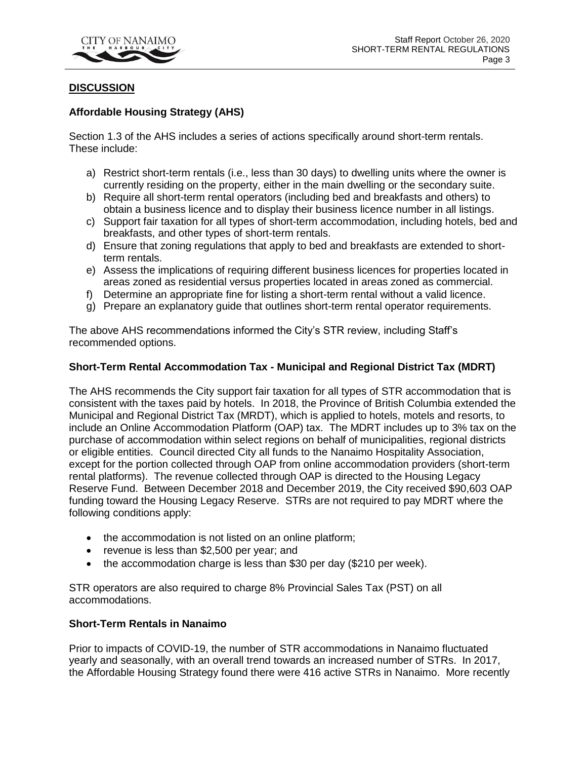## DISCUSSION

### Affordable Housing Strategy (AHS)

Section 1.3 of the AHS includes a series of actions specifically around short-term rentals. These include:

a) Restrict short-term rentals (i.e., less than 30 days) to dwelling units where the owner is currently residing on the property, either in the main dwelling or the secondary suite.
b) Require all short-term rental operators (including bed and breakfasts and others) to obtain a business licence and to display their business licence number in all listings.
c) Support fair taxation for all types of short-term accommodation, including hotels, bed and breakfasts, and other types of short-term rentals.
d) Ensure that zoning regulations that apply to bed and breakfasts are extended to short-term rentals.
e) Assess the implications of requiring different business licences for properties located in areas zoned as residential versus properties located in areas zoned as commercial.
f) Determine an appropriate fine for listing a short-term rental without a valid licence.
g) Prepare an explanatory guide that outlines short-term rental operator requirements.

The above AHS recommendations informed the City's STR review, including Staff's recommended options.

### Short-Term Rental Accommodation Tax - Municipal and Regional District Tax (MDRT)

The AHS recommends the City support fair taxation for all types of STR accommodation that is consistent with the taxes paid by hotels. In 2018, the Province of British Columbia extended the Municipal and Regional District Tax (MRDT), which is applied to hotels, motels and resorts, to include an Online Accommodation Platform (OAP) tax. The MDRT includes up to 3% tax on the purchase of accommodation within select regions on behalf of municipalities, regional districts or eligible entities. Council directed City all funds to the Nanaimo Hospitality Association, except for the portion collected through OAP from online accommodation providers (short-term rental platforms). The revenue collected through OAP is directed to the Housing Legacy Reserve Fund. Between December 2018 and December 2019, the City received $90,603 OAP funding toward the Housing Legacy Reserve. STRs are not required to pay MDRT where the following conditions apply:

- the accommodation is not listed on an online platform;
- revenue is less than $2,500 per year; and
- the accommodation charge is less than $30 per day ($210 per week).

STR operators are also required to charge 8% Provincial Sales Tax (PST) on all accommodations.

### Short-Term Rentals in Nanaimo

Prior to impacts of COVID-19, the number of STR accommodations in Nanaimo fluctuated yearly and seasonally, with an overall trend towards an increased number of STRs. In 2017, the Affordable Housing Strategy found there were 416 active STRs in Nanaimo. More recently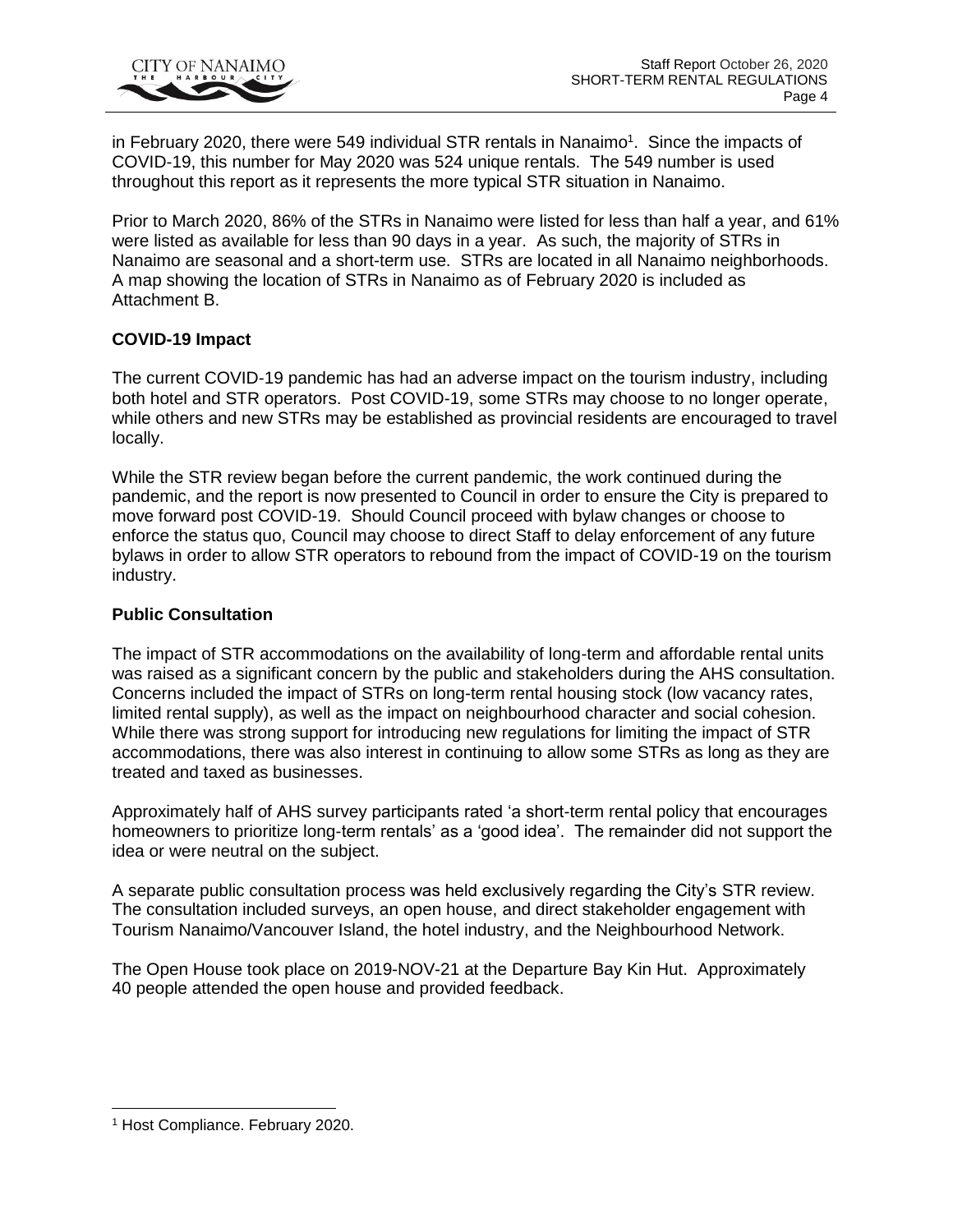in February 2020, there were 549 individual STR rentals in Nanaimo[1]. Since the impacts of COVID-19, this number for May 2020 was 524 unique rentals. The 549 number is used throughout this report as it represents the more typical STR situation in Nanaimo.

Prior to March 2020, 86% of the STRs in Nanaimo were listed for less than half a year, and 61% were listed as available for less than 90 days in a year. As such, the majority of STRs in Nanaimo are seasonal and a short-term use. STRs are located in all Nanaimo neighborhoods. A map showing the location of STRs in Nanaimo as of February 2020 is included as Attachment B.

**COVID-19 Impact**

The current COVID-19 pandemic has had an adverse impact on the tourism industry, including both hotel and STR operators. Post COVID-19, some STRs may choose to no longer operate, while others and new STRs may be established as provincial residents are encouraged to travel locally.

While the STR review began before the current pandemic, the work continued during the pandemic, and the report is now presented to Council in order to ensure the City is prepared to move forward post COVID-19. Should Council proceed with bylaw changes or choose to enforce the status quo, Council may choose to direct Staff to delay enforcement of any future bylaws in order to allow STR operators to rebound from the impact of COVID-19 on the tourism industry.

**Public Consultation**

The impact of STR accommodations on the availability of long-term and affordable rental units was raised as a significant concern by the public and stakeholders during the AHS consultation. Concerns included the impact of STRs on long-term rental housing stock (low vacancy rates, limited rental supply), as well as the impact on neighbourhood character and social cohesion. While there was strong support for introducing new regulations for limiting the impact of STR accommodations, there was also interest in continuing to allow some STRs as long as they are treated and taxed as businesses.

Approximately half of AHS survey participants rated 'a short-term rental policy that encourages homeowners to prioritize long-term rentals' as a 'good idea'. The remainder did not support the idea or were neutral on the subject.

A separate public consultation process was held exclusively regarding the City's STR review. The consultation included surveys, an open house, and direct stakeholder engagement with Tourism Nanaimo/Vancouver Island, the hotel industry, and the Neighbourhood Network.

The Open House took place on 2019-NOV-21 at the Departure Bay Kin Hut. Approximately 40 people attended the open house and provided feedback.

---

[1] Host Compliance. February 2020.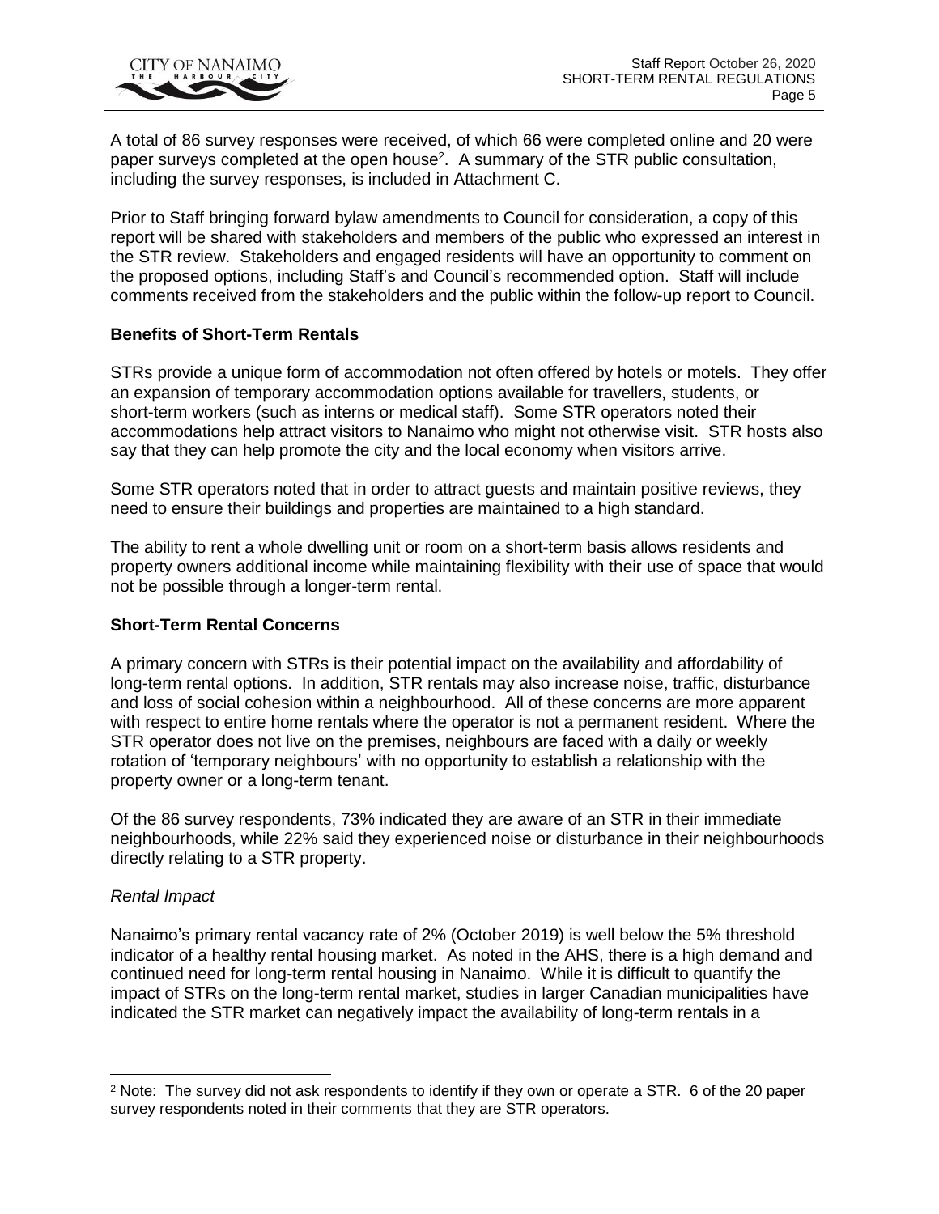A total of 86 survey responses were received, of which 66 were completed online and 20 were paper surveys completed at the open house[2]. A summary of the STR public consultation, including the survey responses, is included in Attachment C.

Prior to Staff bringing forward bylaw amendments to Council for consideration, a copy of this report will be shared with stakeholders and members of the public who expressed an interest in the STR review. Stakeholders and engaged residents will have an opportunity to comment on the proposed options, including Staff's and Council's recommended option. Staff will include comments received from the stakeholders and the public within the follow-up report to Council.

**Benefits of Short-Term Rentals**

STRs provide a unique form of accommodation not often offered by hotels or motels. They offer an expansion of temporary accommodation options available for travellers, students, or short-term workers (such as interns or medical staff). Some STR operators noted their accommodations help attract visitors to Nanaimo who might not otherwise visit. STR hosts also say that they can help promote the city and the local economy when visitors arrive.

Some STR operators noted that in order to attract guests and maintain positive reviews, they need to ensure their buildings and properties are maintained to a high standard.

The ability to rent a whole dwelling unit or room on a short-term basis allows residents and property owners additional income while maintaining flexibility with their use of space that would not be possible through a longer-term rental.

**Short-Term Rental Concerns**

A primary concern with STRs is their potential impact on the availability and affordability of long-term rental options. In addition, STR rentals may also increase noise, traffic, disturbance and loss of social cohesion within a neighbourhood. All of these concerns are more apparent with respect to entire home rentals where the operator is not a permanent resident. Where the STR operator does not live on the premises, neighbours are faced with a daily or weekly rotation of 'temporary neighbours' with no opportunity to establish a relationship with the property owner or a long-term tenant.

Of the 86 survey respondents, 73% indicated they are aware of an STR in their immediate neighbourhoods, while 22% said they experienced noise or disturbance in their neighbourhoods directly relating to a STR property.

*Rental Impact*

Nanaimo's primary rental vacancy rate of 2% (October 2019) is well below the 5% threshold indicator of a healthy rental housing market. As noted in the AHS, there is a high demand and continued need for long-term rental housing in Nanaimo. While it is difficult to quantify the impact of STRs on the long-term rental market, studies in larger Canadian municipalities have indicated the STR market can negatively impact the availability of long-term rentals in a

---

[2] Note: The survey did not ask respondents to identify if they own or operate a STR. 6 of the 20 paper survey respondents noted in their comments that they are STR operators.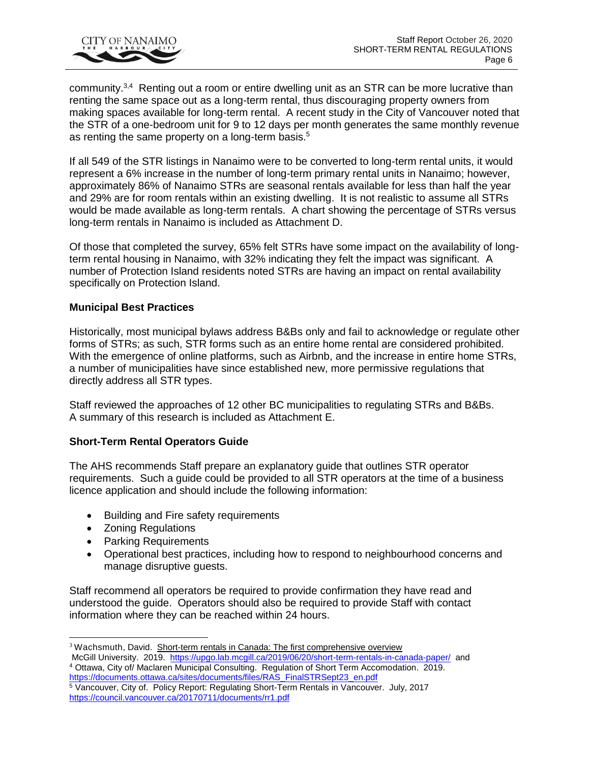community.[3,4] Renting out a room or entire dwelling unit as an STR can be more lucrative than renting the same space out as a long-term rental, thus discouraging property owners from making spaces available for long-term rental. A recent study in the City of Vancouver noted that the STR of a one-bedroom unit for 9 to 12 days per month generates the same monthly revenue as renting the same property on a long-term basis.[5]

If all 549 of the STR listings in Nanaimo were to be converted to long-term rental units, it would represent a 6% increase in the number of long-term primary rental units in Nanaimo; however, approximately 86% of Nanaimo STRs are seasonal rentals available for less than half the year and 29% are for room rentals within an existing dwelling. It is not realistic to assume all STRs would be made available as long-term rentals. A chart showing the percentage of STRs versus long-term rentals in Nanaimo is included as Attachment D.

Of those that completed the survey, 65% felt STRs have some impact on the availability of long-term rental housing in Nanaimo, with 32% indicating they felt the impact was significant. A number of Protection Island residents noted STRs are having an impact on rental availability specifically on Protection Island.

**Municipal Best Practices**

Historically, most municipal bylaws address B&Bs only and fail to acknowledge or regulate other forms of STRs; as such, STR forms such as an entire home rental are considered prohibited. With the emergence of online platforms, such as Airbnb, and the increase in entire home STRs, a number of municipalities have since established new, more permissive regulations that directly address all STR types.

Staff reviewed the approaches of 12 other BC municipalities to regulating STRs and B&Bs. A summary of this research is included as Attachment E.

**Short-Term Rental Operators Guide**

The AHS recommends Staff prepare an explanatory guide that outlines STR operator requirements. Such a guide could be provided to all STR operators at the time of a business licence application and should include the following information:

- Building and Fire safety requirements
- Zoning Regulations
- Parking Requirements
- Operational best practices, including how to respond to neighbourhood concerns and manage disruptive guests.

Staff recommend all operators be required to provide confirmation they have read and understood the guide. Operators should also be required to provide Staff with contact information where they can be reached within 24 hours.

---

[3] Wachsmuth, David. Short-term rentals in Canada: The first comprehensive overview McGill University. 2019. https://upgo.lab.mcgill.ca/2019/06/20/short-term-rentals-in-canada-paper/ and

[4] Ottawa, City of/ Maclaren Municipal Consulting. Regulation of Short Term Accomodation. 2019. https://documents.ottawa.ca/sites/documents/files/RAS_FinalSTRSept23_en.pdf

[5] Vancouver, City of. Policy Report: Regulating Short-Term Rentals in Vancouver. July, 2017 https://council.vancouver.ca/20170711/documents/rr1.pdf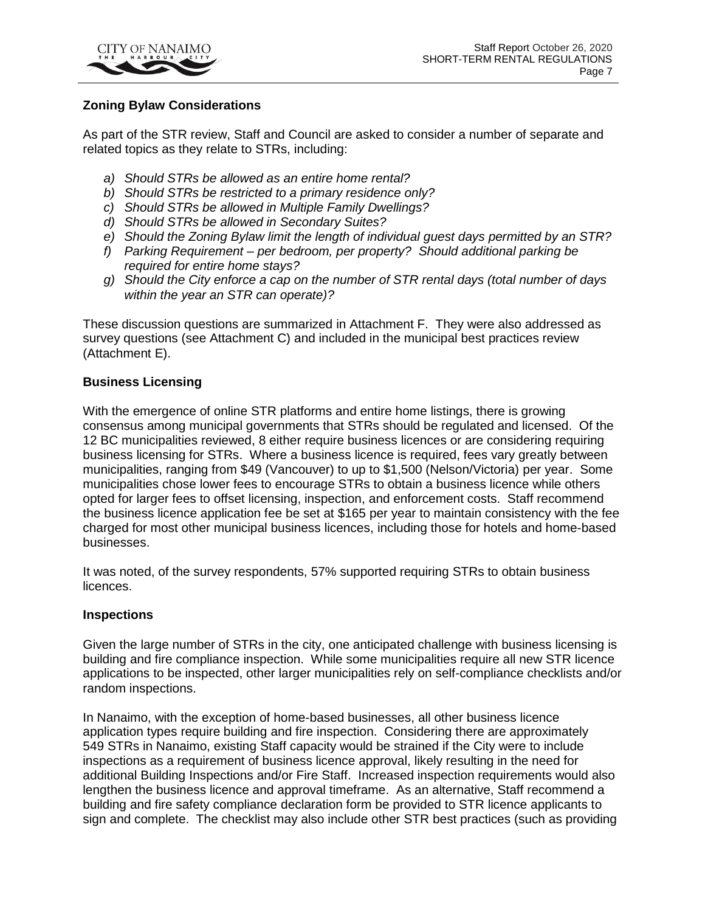### Zoning Bylaw Considerations

As part of the STR review, Staff and Council are asked to consider a number of separate and related topics as they relate to STRs, including:

- *a) Should STRs be allowed as an entire home rental?*
- *b) Should STRs be restricted to a primary residence only?*
- *c) Should STRs be allowed in Multiple Family Dwellings?*
- *d) Should STRs be allowed in Secondary Suites?*
- *e) Should the Zoning Bylaw limit the length of individual guest days permitted by an STR?*
- *f) Parking Requirement – per bedroom, per property? Should additional parking be required for entire home stays?*
- *g) Should the City enforce a cap on the number of STR rental days (total number of days within the year an STR can operate)?*

These discussion questions are summarized in Attachment F. They were also addressed as survey questions (see Attachment C) and included in the municipal best practices review (Attachment E).

### Business Licensing

With the emergence of online STR platforms and entire home listings, there is growing consensus among municipal governments that STRs should be regulated and licensed. Of the 12 BC municipalities reviewed, 8 either require business licences or are considering requiring business licensing for STRs. Where a business licence is required, fees vary greatly between municipalities, ranging from $49 (Vancouver) to up to $1,500 (Nelson/Victoria) per year. Some municipalities chose lower fees to encourage STRs to obtain a business licence while others opted for larger fees to offset licensing, inspection, and enforcement costs. Staff recommend the business licence application fee be set at $165 per year to maintain consistency with the fee charged for most other municipal business licences, including those for hotels and home-based businesses.

It was noted, of the survey respondents, 57% supported requiring STRs to obtain business licences.

### Inspections

Given the large number of STRs in the city, one anticipated challenge with business licensing is building and fire compliance inspection. While some municipalities require all new STR licence applications to be inspected, other larger municipalities rely on self-compliance checklists and/or random inspections.

In Nanaimo, with the exception of home-based businesses, all other business licence application types require building and fire inspection. Considering there are approximately 549 STRs in Nanaimo, existing Staff capacity would be strained if the City were to include inspections as a requirement of business licence approval, likely resulting in the need for additional Building Inspections and/or Fire Staff. Increased inspection requirements would also lengthen the business licence and approval timeframe. As an alternative, Staff recommend a building and fire safety compliance declaration form be provided to STR licence applicants to sign and complete. The checklist may also include other STR best practices (such as providing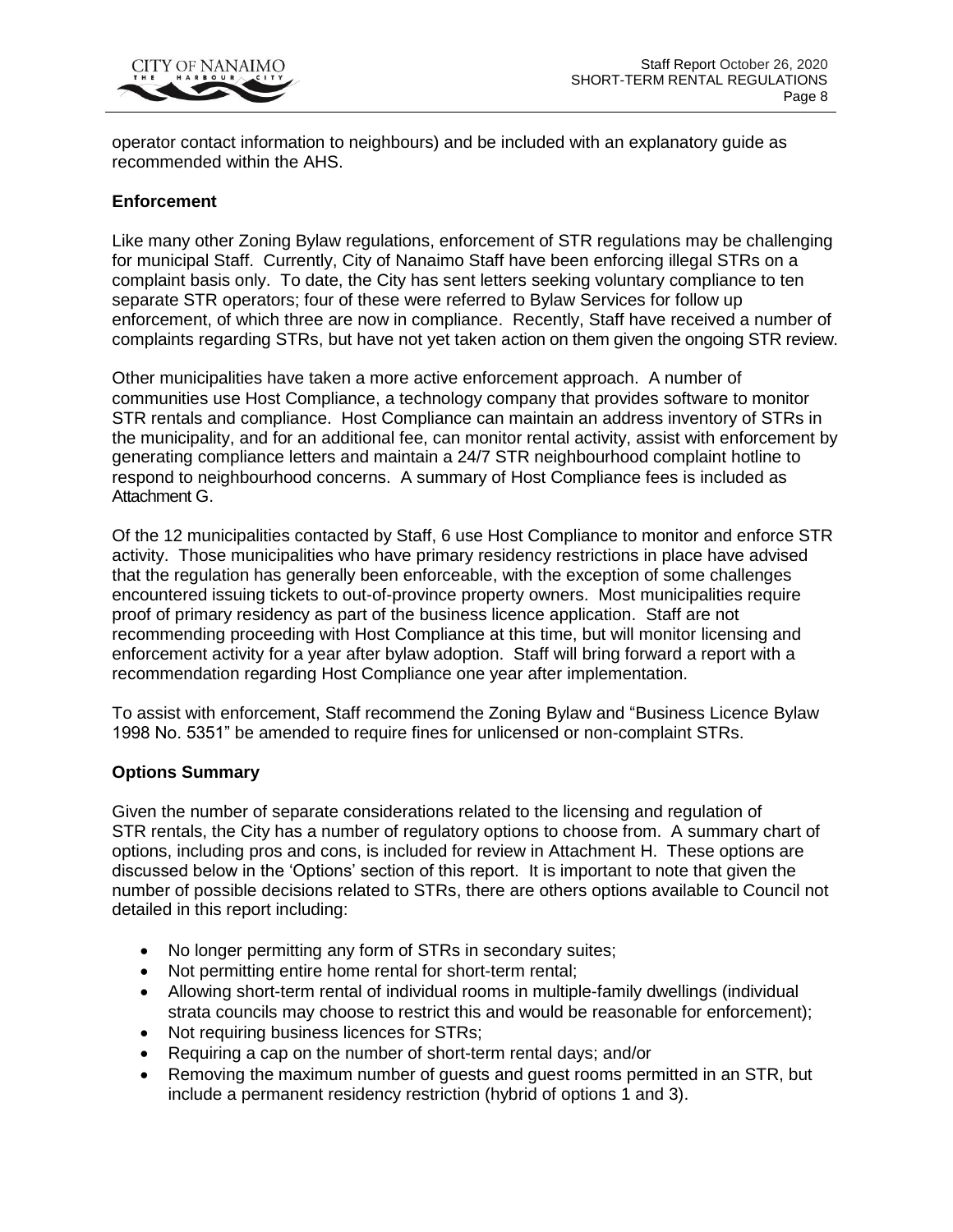operator contact information to neighbours) and be included with an explanatory guide as recommended within the AHS.

**Enforcement**

Like many other Zoning Bylaw regulations, enforcement of STR regulations may be challenging for municipal Staff. Currently, City of Nanaimo Staff have been enforcing illegal STRs on a complaint basis only. To date, the City has sent letters seeking voluntary compliance to ten separate STR operators; four of these were referred to Bylaw Services for follow up enforcement, of which three are now in compliance. Recently, Staff have received a number of complaints regarding STRs, but have not yet taken action on them given the ongoing STR review.

Other municipalities have taken a more active enforcement approach. A number of communities use Host Compliance, a technology company that provides software to monitor STR rentals and compliance. Host Compliance can maintain an address inventory of STRs in the municipality, and for an additional fee, can monitor rental activity, assist with enforcement by generating compliance letters and maintain a 24/7 STR neighbourhood complaint hotline to respond to neighbourhood concerns. A summary of Host Compliance fees is included as Attachment G.

Of the 12 municipalities contacted by Staff, 6 use Host Compliance to monitor and enforce STR activity. Those municipalities who have primary residency restrictions in place have advised that the regulation has generally been enforceable, with the exception of some challenges encountered issuing tickets to out-of-province property owners. Most municipalities require proof of primary residency as part of the business licence application. Staff are not recommending proceeding with Host Compliance at this time, but will monitor licensing and enforcement activity for a year after bylaw adoption. Staff will bring forward a report with a recommendation regarding Host Compliance one year after implementation.

To assist with enforcement, Staff recommend the Zoning Bylaw and "Business Licence Bylaw 1998 No. 5351" be amended to require fines for unlicensed or non-complaint STRs.

**Options Summary**

Given the number of separate considerations related to the licensing and regulation of STR rentals, the City has a number of regulatory options to choose from. A summary chart of options, including pros and cons, is included for review in Attachment H. These options are discussed below in the 'Options' section of this report. It is important to note that given the number of possible decisions related to STRs, there are others options available to Council not detailed in this report including:

- No longer permitting any form of STRs in secondary suites;
- Not permitting entire home rental for short-term rental;
- Allowing short-term rental of individual rooms in multiple-family dwellings (individual strata councils may choose to restrict this and would be reasonable for enforcement);
- Not requiring business licences for STRs;
- Requiring a cap on the number of short-term rental days; and/or
- Removing the maximum number of guests and guest rooms permitted in an STR, but include a permanent residency restriction (hybrid of options 1 and 3).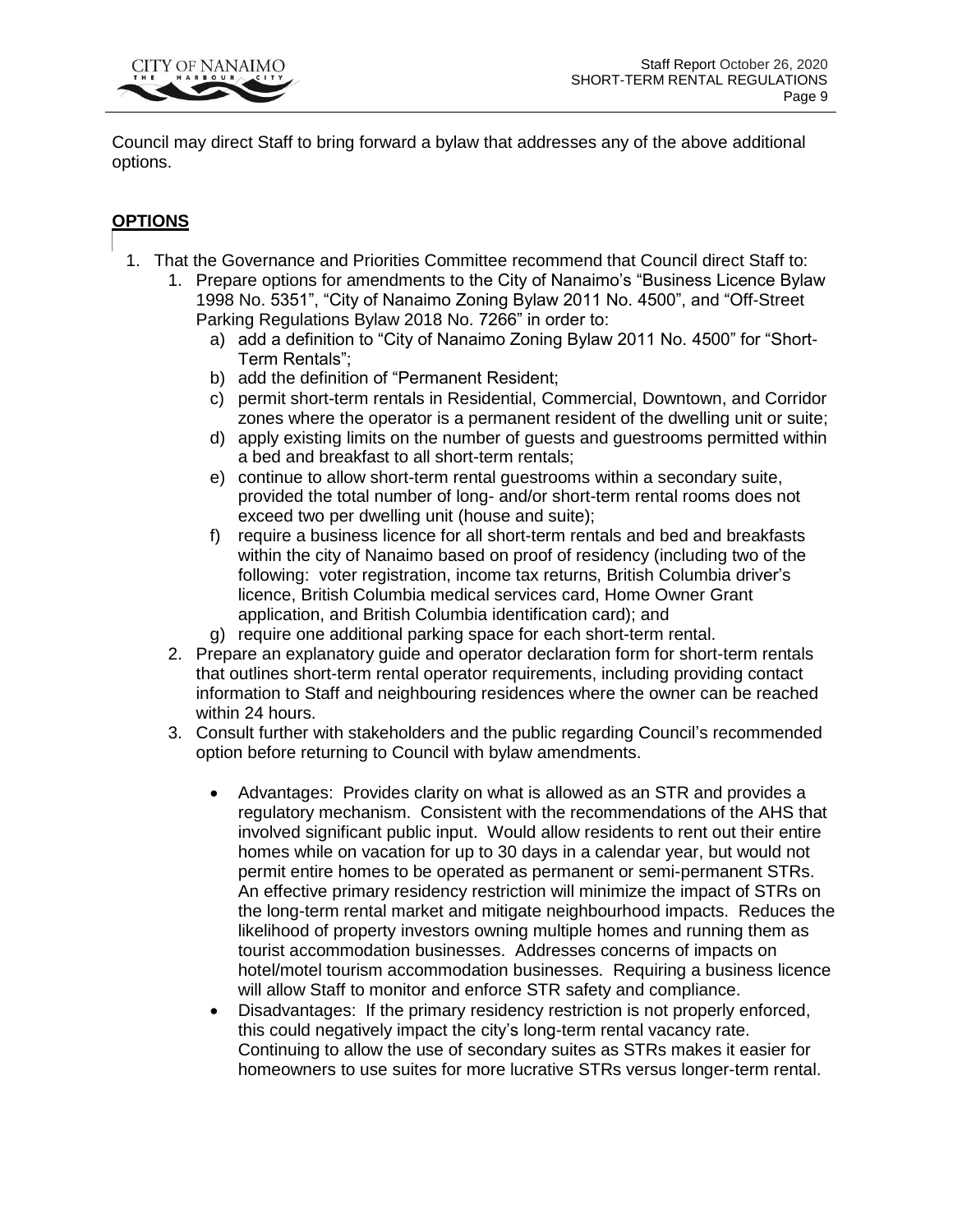Council may direct Staff to bring forward a bylaw that addresses any of the above additional options.

## OPTIONS

1. That the Governance and Priorities Committee recommend that Council direct Staff to:
   1. Prepare options for amendments to the City of Nanaimo's "Business Licence Bylaw 1998 No. 5351", "City of Nanaimo Zoning Bylaw 2011 No. 4500", and "Off-Street Parking Regulations Bylaw 2018 No. 7266" in order to:
      a) add a definition to "City of Nanaimo Zoning Bylaw 2011 No. 4500" for "Short-Term Rentals";
      b) add the definition of "Permanent Resident;
      c) permit short-term rentals in Residential, Commercial, Downtown, and Corridor zones where the operator is a permanent resident of the dwelling unit or suite;
      d) apply existing limits on the number of guests and guestrooms permitted within a bed and breakfast to all short-term rentals;
      e) continue to allow short-term rental guestrooms within a secondary suite, provided the total number of long- and/or short-term rental rooms does not exceed two per dwelling unit (house and suite);
      f) require a business licence for all short-term rentals and bed and breakfasts within the city of Nanaimo based on proof of residency (including two of the following: voter registration, income tax returns, British Columbia driver's licence, British Columbia medical services card, Home Owner Grant application, and British Columbia identification card); and
      g) require one additional parking space for each short-term rental.
   2. Prepare an explanatory guide and operator declaration form for short-term rentals that outlines short-term rental operator requirements, including providing contact information to Staff and neighbouring residences where the owner can be reached within 24 hours.
   3. Consult further with stakeholders and the public regarding Council's recommended option before returning to Council with bylaw amendments.

      - Advantages: Provides clarity on what is allowed as an STR and provides a regulatory mechanism. Consistent with the recommendations of the AHS that involved significant public input. Would allow residents to rent out their entire homes while on vacation for up to 30 days in a calendar year, but would not permit entire homes to be operated as permanent or semi-permanent STRs. An effective primary residency restriction will minimize the impact of STRs on the long-term rental market and mitigate neighbourhood impacts. Reduces the likelihood of property investors owning multiple homes and running them as tourist accommodation businesses. Addresses concerns of impacts on hotel/motel tourism accommodation businesses. Requiring a business licence will allow Staff to monitor and enforce STR safety and compliance.
      - Disadvantages: If the primary residency restriction is not properly enforced, this could negatively impact the city's long-term rental vacancy rate. Continuing to allow the use of secondary suites as STRs makes it easier for homeowners to use suites for more lucrative STRs versus longer-term rental.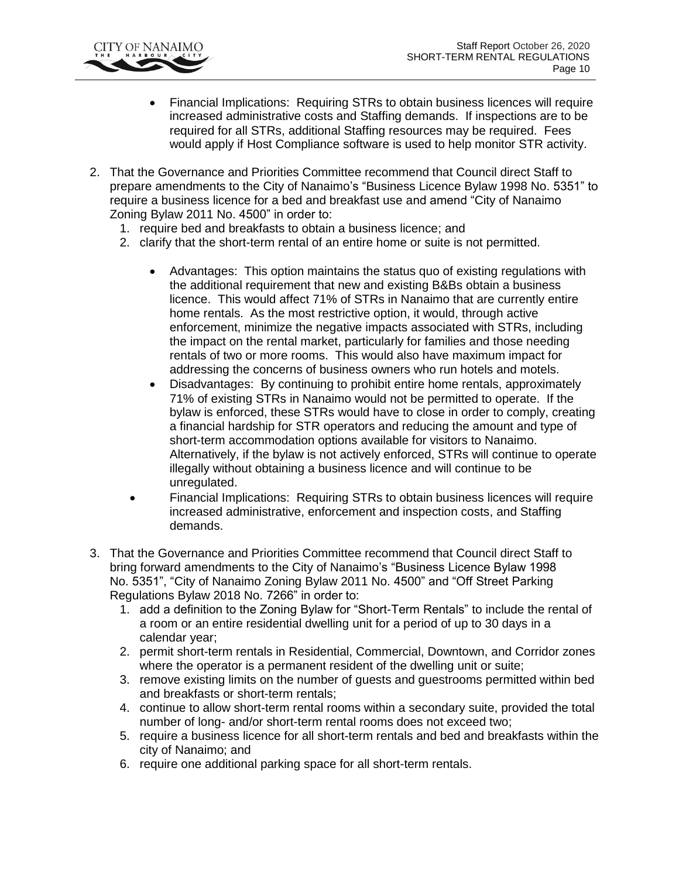- Financial Implications: Requiring STRs to obtain business licences will require increased administrative costs and Staffing demands. If inspections are to be required for all STRs, additional Staffing resources may be required. Fees would apply if Host Compliance software is used to help monitor STR activity.

2. That the Governance and Priorities Committee recommend that Council direct Staff to prepare amendments to the City of Nanaimo's "Business Licence Bylaw 1998 No. 5351" to require a business licence for a bed and breakfast use and amend "City of Nanaimo Zoning Bylaw 2011 No. 4500" in order to:
    1. require bed and breakfasts to obtain a business licence; and
    2. clarify that the short-term rental of an entire home or suite is not permitted.

    - Advantages: This option maintains the status quo of existing regulations with the additional requirement that new and existing B&Bs obtain a business licence. This would affect 71% of STRs in Nanaimo that are currently entire home rentals. As the most restrictive option, it would, through active enforcement, minimize the negative impacts associated with STRs, including the impact on the rental market, particularly for families and those needing rentals of two or more rooms. This would also have maximum impact for addressing the concerns of business owners who run hotels and motels.
    - Disadvantages: By continuing to prohibit entire home rentals, approximately 71% of existing STRs in Nanaimo would not be permitted to operate. If the bylaw is enforced, these STRs would have to close in order to comply, creating a financial hardship for STR operators and reducing the amount and type of short-term accommodation options available for visitors to Nanaimo. Alternatively, if the bylaw is not actively enforced, STRs will continue to operate illegally without obtaining a business licence and will continue to be unregulated.
    - Financial Implications: Requiring STRs to obtain business licences will require increased administrative, enforcement and inspection costs, and Staffing demands.

3. That the Governance and Priorities Committee recommend that Council direct Staff to bring forward amendments to the City of Nanaimo's "Business Licence Bylaw 1998 No. 5351", "City of Nanaimo Zoning Bylaw 2011 No. 4500" and "Off Street Parking Regulations Bylaw 2018 No. 7266" in order to:
    1. add a definition to the Zoning Bylaw for "Short-Term Rentals" to include the rental of a room or an entire residential dwelling unit for a period of up to 30 days in a calendar year;
    2. permit short-term rentals in Residential, Commercial, Downtown, and Corridor zones where the operator is a permanent resident of the dwelling unit or suite;
    3. remove existing limits on the number of guests and guestrooms permitted within bed and breakfasts or short-term rentals;
    4. continue to allow short-term rental rooms within a secondary suite, provided the total number of long- and/or short-term rental rooms does not exceed two;
    5. require a business licence for all short-term rentals and bed and breakfasts within the city of Nanaimo; and
    6. require one additional parking space for all short-term rentals.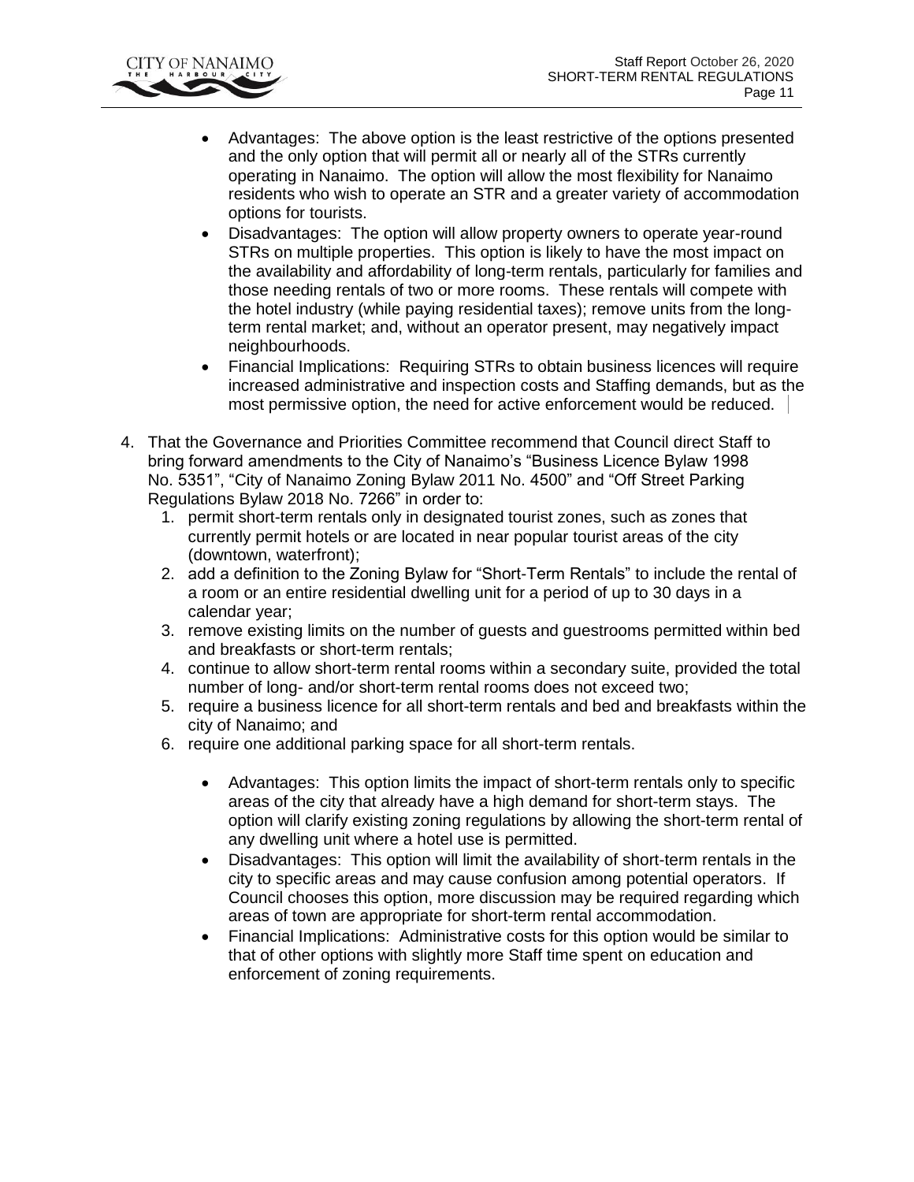- Advantages: The above option is the least restrictive of the options presented and the only option that will permit all or nearly all of the STRs currently operating in Nanaimo. The option will allow the most flexibility for Nanaimo residents who wish to operate an STR and a greater variety of accommodation options for tourists.
- Disadvantages: The option will allow property owners to operate year-round STRs on multiple properties. This option is likely to have the most impact on the availability and affordability of long-term rentals, particularly for families and those needing rentals of two or more rooms. These rentals will compete with the hotel industry (while paying residential taxes); remove units from the long-term rental market; and, without an operator present, may negatively impact neighbourhoods.
- Financial Implications: Requiring STRs to obtain business licences will require increased administrative and inspection costs and Staffing demands, but as the most permissive option, the need for active enforcement would be reduced.

4. That the Governance and Priorities Committee recommend that Council direct Staff to bring forward amendments to the City of Nanaimo's "Business Licence Bylaw 1998 No. 5351", "City of Nanaimo Zoning Bylaw 2011 No. 4500" and "Off Street Parking Regulations Bylaw 2018 No. 7266" in order to:
   1. permit short-term rentals only in designated tourist zones, such as zones that currently permit hotels or are located in near popular tourist areas of the city (downtown, waterfront);
   2. add a definition to the Zoning Bylaw for "Short-Term Rentals" to include the rental of a room or an entire residential dwelling unit for a period of up to 30 days in a calendar year;
   3. remove existing limits on the number of guests and guestrooms permitted within bed and breakfasts or short-term rentals;
   4. continue to allow short-term rental rooms within a secondary suite, provided the total number of long- and/or short-term rental rooms does not exceed two;
   5. require a business licence for all short-term rentals and bed and breakfasts within the city of Nanaimo; and
   6. require one additional parking space for all short-term rentals.

      - Advantages: This option limits the impact of short-term rentals only to specific areas of the city that already have a high demand for short-term stays. The option will clarify existing zoning regulations by allowing the short-term rental of any dwelling unit where a hotel use is permitted.
      - Disadvantages: This option will limit the availability of short-term rentals in the city to specific areas and may cause confusion among potential operators. If Council chooses this option, more discussion may be required regarding which areas of town are appropriate for short-term rental accommodation.
      - Financial Implications: Administrative costs for this option would be similar to that of other options with slightly more Staff time spent on education and enforcement of zoning requirements.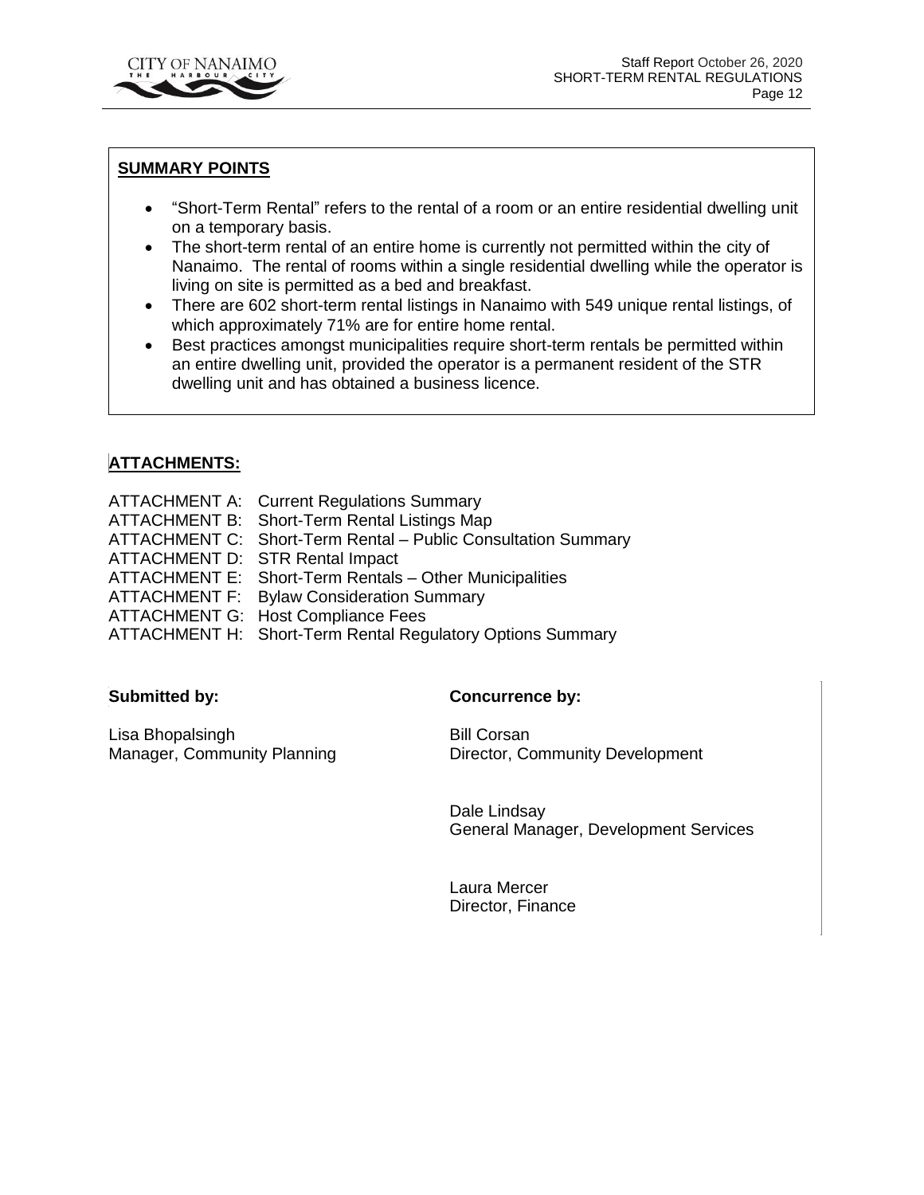**SUMMARY POINTS**

- "Short-Term Rental" refers to the rental of a room or an entire residential dwelling unit on a temporary basis.
- The short-term rental of an entire home is currently not permitted within the city of Nanaimo. The rental of rooms within a single residential dwelling while the operator is living on site is permitted as a bed and breakfast.
- There are 602 short-term rental listings in Nanaimo with 549 unique rental listings, of which approximately 71% are for entire home rental.
- Best practices amongst municipalities require short-term rentals be permitted within an entire dwelling unit, provided the operator is a permanent resident of the STR dwelling unit and has obtained a business licence.

**ATTACHMENTS:**

ATTACHMENT A: Current Regulations Summary
ATTACHMENT B: Short-Term Rental Listings Map
ATTACHMENT C: Short-Term Rental – Public Consultation Summary
ATTACHMENT D: STR Rental Impact
ATTACHMENT E: Short-Term Rentals – Other Municipalities
ATTACHMENT F: Bylaw Consideration Summary
ATTACHMENT G: Host Compliance Fees
ATTACHMENT H: Short-Term Rental Regulatory Options Summary

**Submitted by:**

Lisa Bhopalsingh
Manager, Community Planning

**Concurrence by:**

Bill Corsan
Director, Community Development

Dale Lindsay
General Manager, Development Services

Laura Mercer
Director, Finance